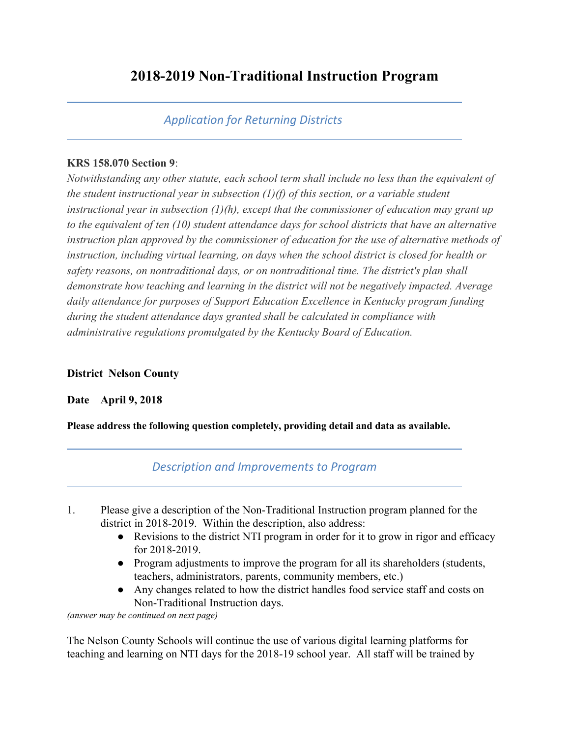# 2018-2019 Non-Traditional Instruction Program

## *Application for Returning Districts*

**KRS 158.070 Section 9**:

*Notwithstanding any other statute, each school term shall include no less than the equivalent of the student instructional year in subsection (1)(f) of this section, or a variable student instructional year in subsection (1)(h), except that the commissioner of education may grant up to the equivalent of ten (10) student attendance days for school districts that have an alternative instruction plan approved by the commissioner of education for the use of alternative methods of instruction, including virtual learning, on days when the school district is closed for health or safety reasons, on nontraditional days, or on nontraditional time. The district's plan shall demonstrate how teaching and learning in the district will not be negatively impacted. Average daily attendance for purposes of Support Education Excellence in Kentucky program funding during the student attendance days granted shall be calculated in compliance with administrative regulations promulgated by the Kentucky Board of Education.*

**District Nelson County**

**Date April 9, 2018**

**Please address the following question completely, providing detail and data as available.**

## *Description and Improvements to Program*

1. Please give a description of the Non-Traditional Instruction program planned for the district in 2018-2019. Within the description, also address:
   - Revisions to the district NTI program in order for it to grow in rigor and efficacy for 2018-2019.
   - Program adjustments to improve the program for all its shareholders (students, teachers, administrators, parents, community members, etc.)
   - Any changes related to how the district handles food service staff and costs on Non-Traditional Instruction days.

*(answer may be continued on next page)*

The Nelson County Schools will continue the use of various digital learning platforms for teaching and learning on NTI days for the 2018-19 school year. All staff will be trained by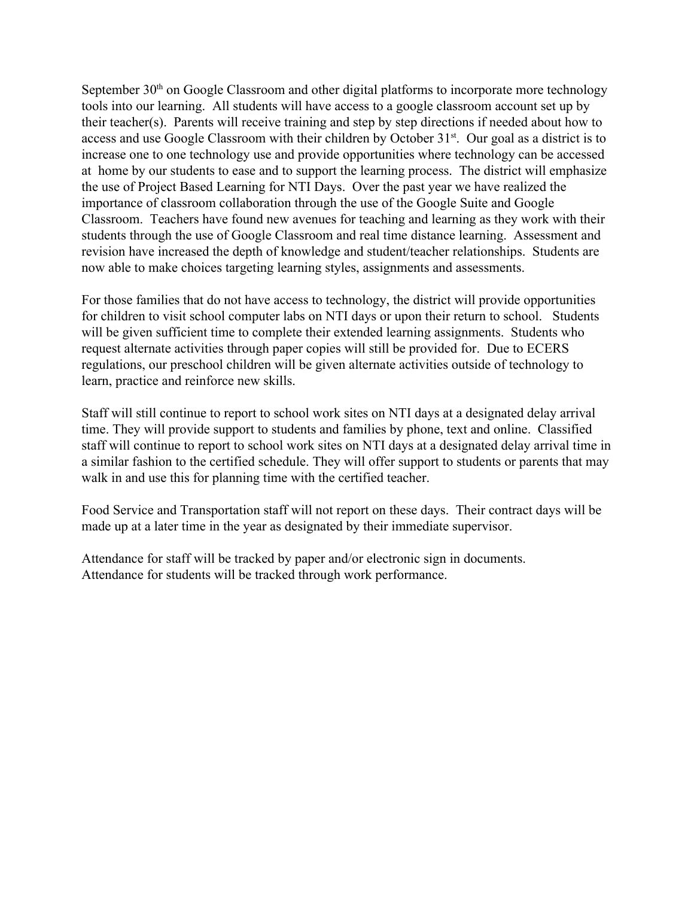September 30th on Google Classroom and other digital platforms to incorporate more technology tools into our learning. All students will have access to a google classroom account set up by their teacher(s). Parents will receive training and step by step directions if needed about how to access and use Google Classroom with their children by October 31st. Our goal as a district is to increase one to one technology use and provide opportunities where technology can be accessed at home by our students to ease and to support the learning process. The district will emphasize the use of Project Based Learning for NTI Days. Over the past year we have realized the importance of classroom collaboration through the use of the Google Suite and Google Classroom. Teachers have found new avenues for teaching and learning as they work with their students through the use of Google Classroom and real time distance learning. Assessment and revision have increased the depth of knowledge and student/teacher relationships. Students are now able to make choices targeting learning styles, assignments and assessments.

For those families that do not have access to technology, the district will provide opportunities for children to visit school computer labs on NTI days or upon their return to school. Students will be given sufficient time to complete their extended learning assignments. Students who request alternate activities through paper copies will still be provided for. Due to ECERS regulations, our preschool children will be given alternate activities outside of technology to learn, practice and reinforce new skills.

Staff will still continue to report to school work sites on NTI days at a designated delay arrival time. They will provide support to students and families by phone, text and online. Classified staff will continue to report to school work sites on NTI days at a designated delay arrival time in a similar fashion to the certified schedule. They will offer support to students or parents that may walk in and use this for planning time with the certified teacher.

Food Service and Transportation staff will not report on these days. Their contract days will be made up at a later time in the year as designated by their immediate supervisor.

Attendance for staff will be tracked by paper and/or electronic sign in documents.
Attendance for students will be tracked through work performance.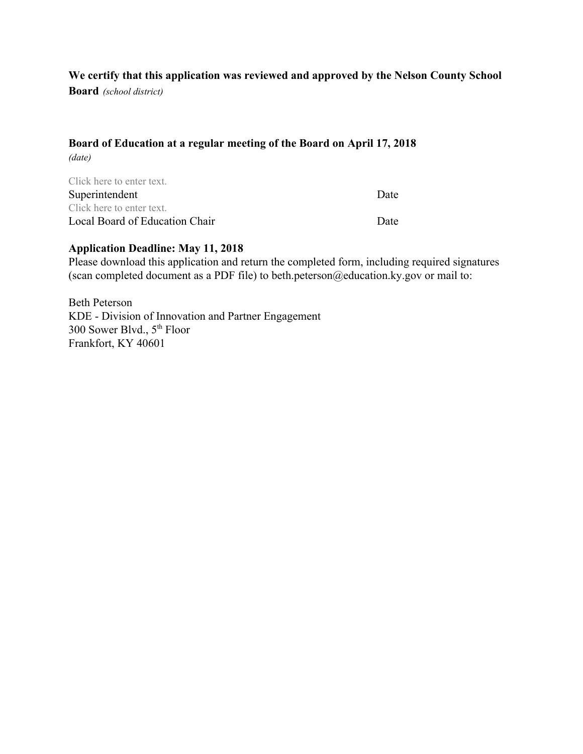**We certify that this application was reviewed and approved by the Nelson County School Board** *(school district)*

**Board of Education at a regular meeting of the Board on April 17, 2018**
*(date)*

Click here to enter text.
Superintendent Date

Click here to enter text.
Local Board of Education Chair Date

**Application Deadline: May 11, 2018**

Please download this application and return the completed form, including required signatures (scan completed document as a PDF file) to beth.peterson@education.ky.gov or mail to:

Beth Peterson
KDE - Division of Innovation and Partner Engagement
300 Sower Blvd., 5th Floor
Frankfort, KY 40601